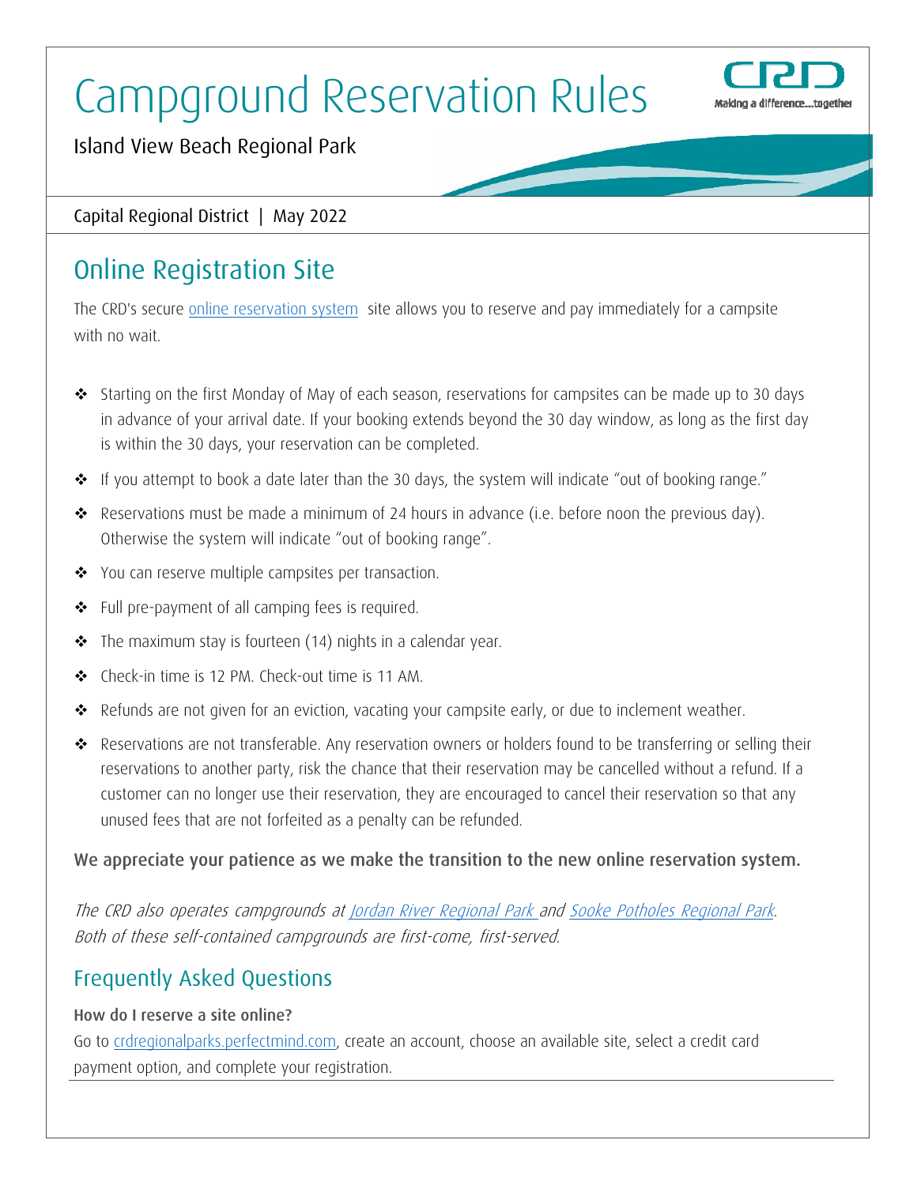# Campground Reservation Rules

Island View Beach Regional Park

Capital Regional District | May 2022

## Online Registration Site

The CRD's secure online reservation system site allows you to reserve and pay immediately for a campsite with no wait.

- Starting on the first Monday of May of each season, reservations for campsites can be made up to 30 days in advance of your arrival date. If your booking extends beyond the 30 day window, as long as the first day is within the 30 days, your reservation can be completed.
- If you attempt to book a date later than the 30 days, the system will indicate "out of booking range."
- Reservations must be made a minimum of 24 hours in advance (i.e. before noon the previous day). Otherwise the system will indicate "out of booking range".
- You can reserve multiple campsites per transaction.
- Full pre-payment of all camping fees is required.
- The maximum stay is fourteen (14) nights in a calendar year.
- Check-in time is 12 PM. Check-out time is 11 AM.
- Refunds are not given for an eviction, vacating your campsite early, or due to inclement weather.
- Reservations are not transferable. Any reservation owners or holders found to be transferring or selling their reservations to another party, risk the chance that their reservation may be cancelled without a refund. If a customer can no longer use their reservation, they are encouraged to cancel their reservation so that any unused fees that are not forfeited as a penalty can be refunded.

**We appreciate your patience as we make the transition to the new online reservation system.**

*The CRD also operates campgrounds at Jordan River Regional Park and Sooke Potholes Regional Park. Both of these self-contained campgrounds are first-come, first-served.*

## Frequently Asked Questions

**How do I reserve a site online?**

Go to crdregionalparks.perfectmind.com, create an account, choose an available site, select a credit card payment option, and complete your registration.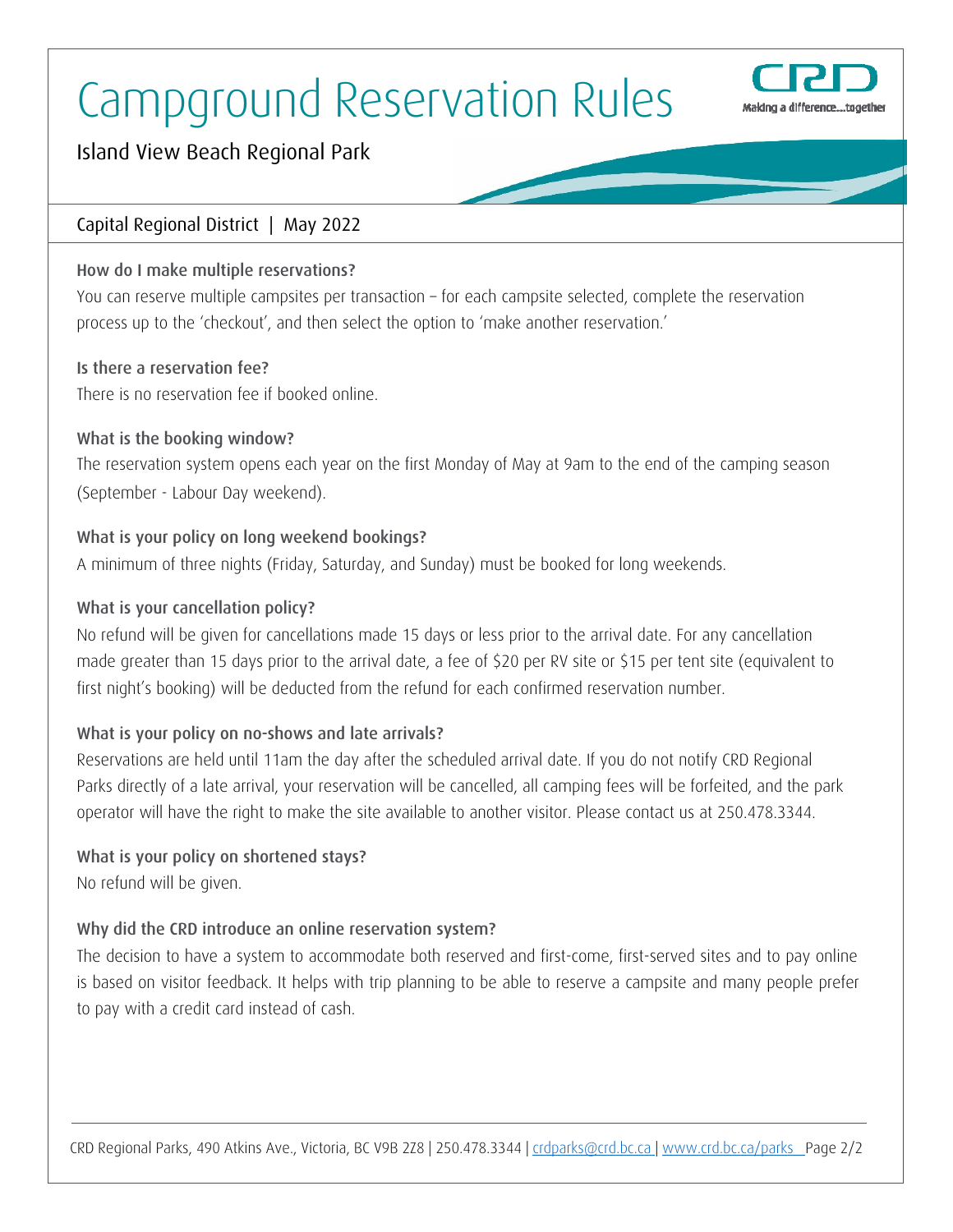# Campground Reservation Rules

## Island View Beach Regional Park

Capital Regional District | May 2022

### How do I make multiple reservations?

You can reserve multiple campsites per transaction – for each campsite selected, complete the reservation process up to the 'checkout', and then select the option to 'make another reservation.'

### Is there a reservation fee?

There is no reservation fee if booked online.

### What is the booking window?

The reservation system opens each year on the first Monday of May at 9am to the end of the camping season (September - Labour Day weekend).

### What is your policy on long weekend bookings?

A minimum of three nights (Friday, Saturday, and Sunday) must be booked for long weekends.

### What is your cancellation policy?

No refund will be given for cancellations made 15 days or less prior to the arrival date. For any cancellation made greater than 15 days prior to the arrival date, a fee of $20 per RV site or $15 per tent site (equivalent to first night's booking) will be deducted from the refund for each confirmed reservation number.

### What is your policy on no-shows and late arrivals?

Reservations are held until 11am the day after the scheduled arrival date. If you do not notify CRD Regional Parks directly of a late arrival, your reservation will be cancelled, all camping fees will be forfeited, and the park operator will have the right to make the site available to another visitor. Please contact us at 250.478.3344.

### What is your policy on shortened stays?

No refund will be given.

### Why did the CRD introduce an online reservation system?

The decision to have a system to accommodate both reserved and first-come, first-served sites and to pay online is based on visitor feedback. It helps with trip planning to be able to reserve a campsite and many people prefer to pay with a credit card instead of cash.

CRD Regional Parks, 490 Atkins Ave., Victoria, BC V9B 2Z8 | 250.478.3344 | crdparks@crd.bc.ca | www.crd.bc.ca/parks